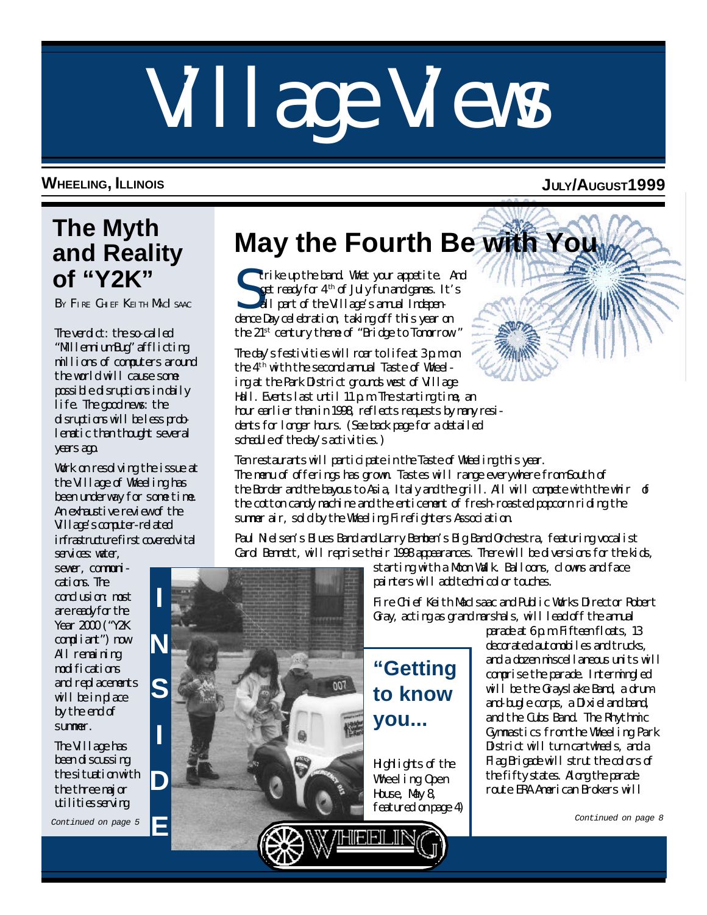# Village Views

**WHEELING, ILLINOIS** **JULY/AUGUST 1999**

## The Myth and Reality of "Y2K"

BY FIRE CHIEF KEITH MACISAAC

The verdict: the so-called "Millennium Bug" afflicting millions of computers around the world will cause some possible disruptions in daily life. The good news: the disruptions will be less problematic than thought several years ago.

Work on resolving the issue at the Village of Wheeling has been underway for some time. An exhaustive review of the Village's computer-related infrastructure first covered vital services: water, sewer, communications. The conclusion: most are ready for the Year 2000 ("Y2K compliant") now. All remaining modifications and replacements will be in place by the end of summer.

The Village has been discussing the situation with the three major utilities serving

*Continued on page 5*

**INSIDE**

## May the Fourth Be with You

Strike up the band. Whet your appetite. And get ready for 4th of July fun and games. It's all part of the Village's annual Independence Day celebration, taking off this year on the 21st century theme of "Bridge to Tomorrow."

The day's festivities will roar to life at 3 p.m. on the 4th with the second annual Taste of Wheeling at the Park District grounds west of Village Hall. Events last until 11 p.m. The starting time, an hour earlier than in 1998, reflects requests by many residents for longer hours. (See back page for a detailed schedule of the day's activities.)

Ten restaurants will participate in the Taste of Wheeling this year. The menu of offerings has grown. Tastes will range everywhere from South of the Border and the bayous to Asia, Italy and the grill. All will compete with the whir of the cotton candy machine and the enticement of fresh-roasted popcorn riding the summer air, sold by the Wheeling Firefighters Association.

Paul Nielsen's Blues Band and Larry Bemben's Big Band Orchestra, featuring vocalist Carol Bennett, will reprise their 1998 appearances. There will be diversions for the kids, starting with a Moon Walk. Balloons, clowns and face painters will add technicolor touches.

Fire Chief Keith MacIsaac and Public Works Director Robert Gray, acting as grand marshals, will lead off the annual parade at 6 p.m. Fifteen floats, 13 decorated automobiles and trucks, and a dozen miscellaneous units will comprise the parade. Intermingled will be the Grayslake Band, a drum-and-bugle corps, a Dixieland band, and the Cubs Band. The Rhythmic Gymnastics from the Wheeling Park District will turn cartwheels, and a Flag Brigade will strut the colors of the fifty states. Along the parade route ERA American Brokers will

*Continued on page 8*

### "Getting to know you..."

Highlights of the Wheeling Open House, May 8, featured on page 4)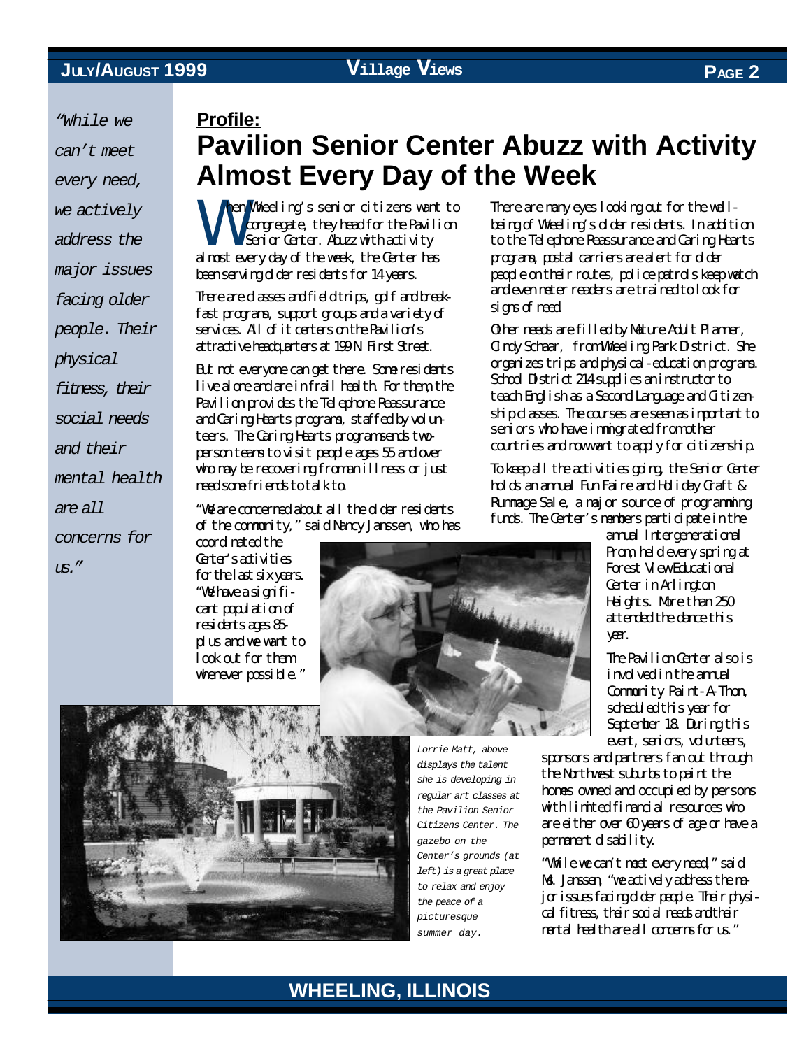*"While we can't meet every need, we actively address the major issues facing older people. Their physical fitness, their social needs and their mental health are all concerns for us."*

**Profile:**

# Pavilion Senior Center Abuzz with Activity Almost Every Day of the Week

When Wheeling's senior citizens want to congregate, they head for the Pavilion Senior Center. Abuzz with activity almost every day of the week, the Center has been serving older residents for 14 years.

There are classes and field trips, golf and breakfast programs, support groups and a variety of services. All of it centers on the Pavilion's attractive headquarters at 199 N. First Street.

But not everyone can get there. Some residents live alone and are in frail health. For them, the Pavilion provides the Telephone Reassurance and Caring Hearts programs, staffed by volunteers. The Caring Hearts program sends two-person teams to visit people ages 55 and over who may be recovering from an illness or just need some friends to talk to.

"We are concerned about all the older residents of the community," said Nancy Janssen, who has coordinated the Center's activities for the last six years. "We have a significant population of residents ages 85-plus and we want to look out for them whenever possible."

There are many eyes looking out for the well-being of Wheeling's older residents. In addition to the Telephone Reassurance and Caring Hearts programs, postal carriers are alert for older people on their routes, police patrols keep watch and even meter readers are trained to look for signs of need.

Other needs are filled by Mature Adult Planner, Cindy Schaar, from Wheeling Park District. She organizes trips and physical-education programs. School District 214 supplies an instructor to teach English as a Second Language and Citizenship classes. The courses are seen as important to seniors who have immigrated from other countries and now want to apply for citizenship.

To keep all the activities going, the Senior Center holds an annual Fun Faire and Holiday Craft & Rummage Sale, a major source of programming funds. The Center's members participate in the annual Intergenerational Prom, held every spring at Forest View Educational Center in Arlington Heights. More than 250 attended the dance this year.

The Pavilion Center also is involved in the annual Community Paint-A-Thon, scheduled this year for September 18. During this event, seniors, volunteers, sponsors and partners fan out through the Northwest suburbs to paint the homes owned and occupied by persons with limited financial resources who are either over 60 years of age or have a permanent disability.

"While we can't meet every need," said Ms. Janssen, "we actively address the major issues facing older people. Their physical fitness, their social needs and their mental health are all concerns for us."

*Lorrie Matt, above displays the talent she is developing in regular art classes at the Pavilion Senior Citizens Center. The gazebo on the Center's grounds (at left) is a great place to relax and enjoy the peace of a picturesque summer day.*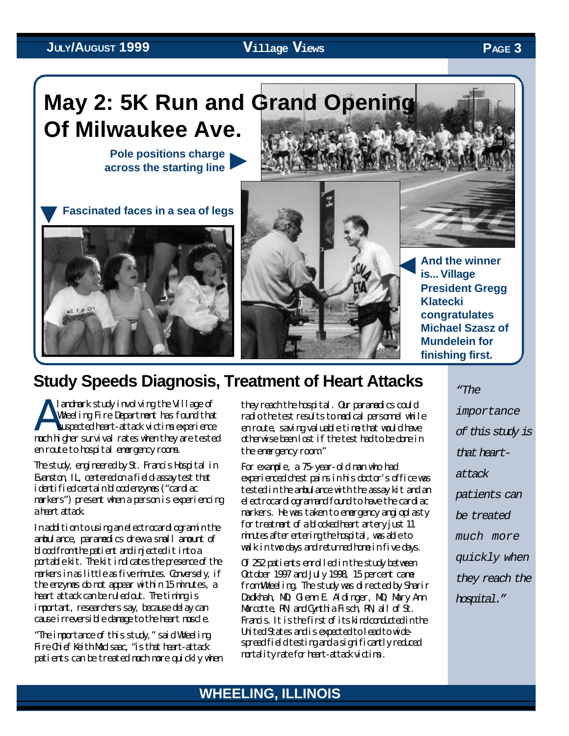# May 2: 5K Run and Grand Opening Of Milwaukee Ave.

**Pole positions charge across the starting line**

**Fascinated faces in a sea of legs**

**And the winner is... Village President Gregg Klatecki congratulates Michael Szasz of Mundelein for finishing first.**

## Study Speeds Diagnosis, Treatment of Heart Attacks

A landmark study involving the Village of Wheeling Fire Department has found that suspected heart-attack victims experience much higher survival rates when they are tested en route to hospital emergency rooms.

The study, engineered by St. Francis Hospital in Evanston, IL, centered on a field-assay test that identified certain blood enzymes ("cardiac markers") present when a person is experiencing a heart attack.

In addition to using an electrocardiogram in the ambulance, paramedics drew a small amount of blood from the patient and injected it into a portable kit. The kit indicates the presence of the markers in as little as five minutes. Conversely, if the enzymes do not appear within 15 minutes, a heart attack can be ruled out. The timing is important, researchers say, because delay can cause irreversible damage to the heart muscle.

"The importance of this study," said Wheeling Fire Chief Keith MacIsaac, "is that heart-attack patients can be treated much more quickly when they reach the hospital. Our paramedics could radio the test results to medical personnel while en route, saving valuable time that would have otherwise been lost if the test had to be done in the emergency room."

For example, a 75-year-old man who had experienced chest pains in his doctor's office was tested in the ambulance with the assay kit and an electrocardiogram and found to have the cardiac markers. He was taken to emergency angioplasty for treatment of a blocked heart artery just 11 minutes after entering the hospital, was able to walk in two days and returned home in five days.

Of 252 patients enrolled in the study between October 1997 and July 1998, 15 percent came from Wheeling. The study was directed by Sharir Dadkhah, MD, Glenn E. Aldinger, MD, Mary Ann Marcotte, RN, and Cynthia Fisch, RN, all of St. Francis. It is the first of its kind conducted in the United States and is expected to lead to wide-spread field testing and a significantly reduced mortality rate for heart-attack victims.

*"The importance of this study is that heart-attack patients can be treated much more quickly when they reach the hospital."*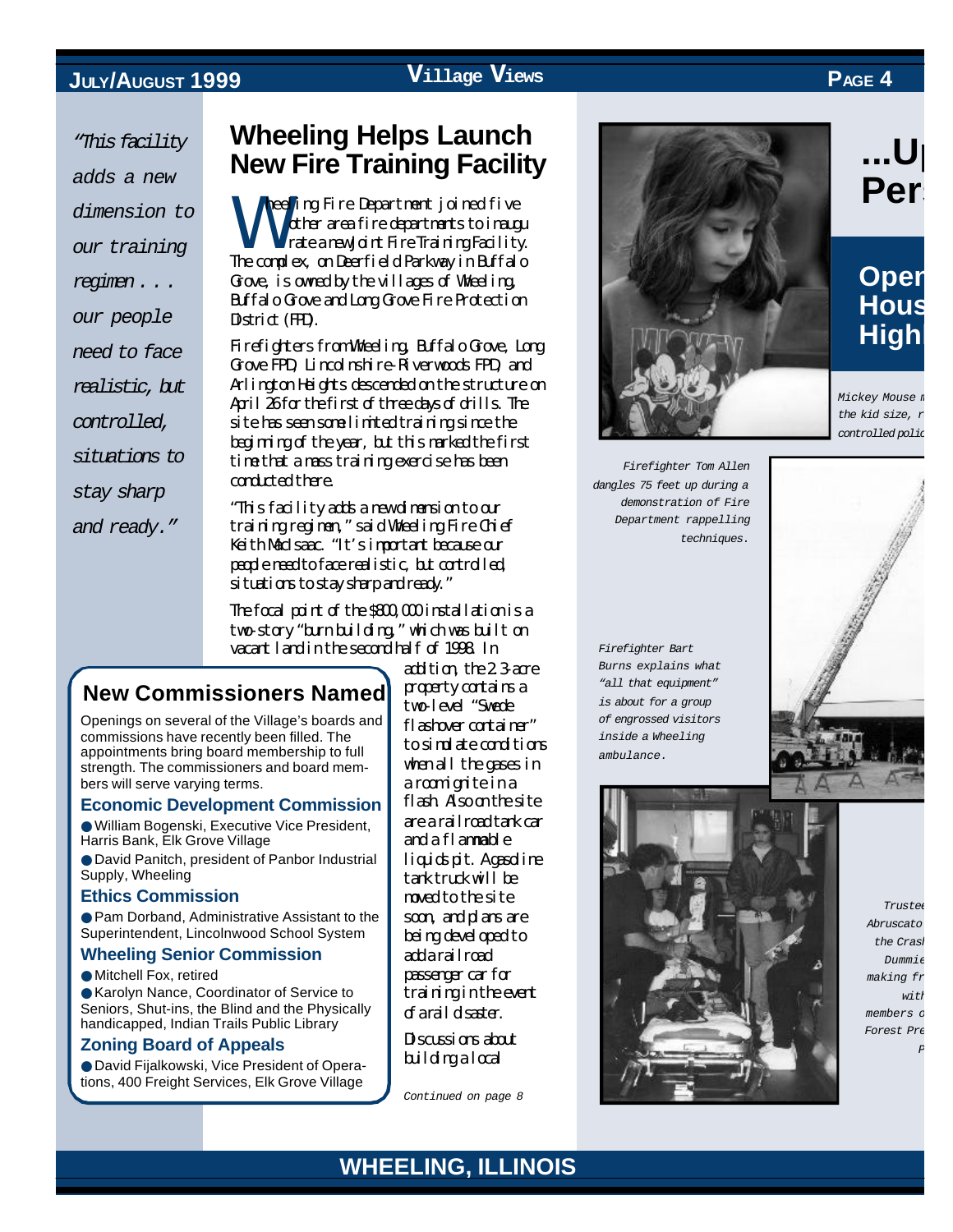*"This facility adds a new dimension to our training regimen . . . our people need to face realistic, but controlled, situations to stay sharp and ready."*

# Wheeling Helps Launch New Fire Training Facility

Wheeling Fire Department joined five other area fire departments to inaugurate a new Joint Fire Training Facility. The complex, on Deerfield Parkway in Buffalo Grove, is owned by the villages of Wheeling, Buffalo Grove and Long Grove Fire Protection District (FPD).

Firefighters from Wheeling, Buffalo Grove, Long Grove FPD, Lincolnshire-Riverwoods FPD, and Arlington Heights descended on the structure on April 26 for the first of three days of drills. The site has seen some limited training since the beginning of the year, but this marked the first time that a mass training exercise has been conducted there.

"This facility adds a new dimension to our training regimen," said Wheeling Fire Chief Keith MacIsaac. "It's important because our people need to face realistic, but controlled, situations to stay sharp and ready."

The focal point of the $800,000 installation is a two-story "burn building," which was built on vacant land in the second half of 1998. In addition, the 2.3-acre property contains a two-level "Swede flashover container" to simulate conditions when all the gases in a room ignite in a flash. Also on the site are a railroad tank car and a flammable liquids pit. A gasoline tank truck will be moved to the site soon, and plans are being developed to add a railroad passenger car for training in the event of a rail disaster.

Discussions about building a local

*Continued on page 8*

## New Commissioners Named

Openings on several of the Village's boards and commissions have recently been filled. The appointments bring board membership to full strength. The commissioners and board members will serve varying terms.

### Economic Development Commission

- William Bogenski, Executive Vice President, Harris Bank, Elk Grove Village
- David Panitch, president of Panbor Industrial Supply, Wheeling

### Ethics Commission

- Pam Dorband, Administrative Assistant to the Superintendent, Lincolnwood School System

### Wheeling Senior Commission

- Mitchell Fox, retired
- Karolyn Nance, Coordinator of Service to Seniors, Shut-ins, the Blind and the Physically handicapped, Indian Trails Public Library

### Zoning Board of Appeals

- David Fijalkowski, Vice President of Operations, 400 Freight Services, Elk Grove Village

*Firefighter Tom Allen dangles 75 feet up during a demonstration of Fire Department rappelling techniques.*

*Firefighter Bart Burns explains what "all that equipment" is about for a group of engrossed visitors inside a Wheeling ambulance.*

# ...U Pers

## Open House High

*Mickey Mouse m the kid size, r controlled polic*

*Trustee Abruscato the Crash Dummie making fr with members o Forest Pre P*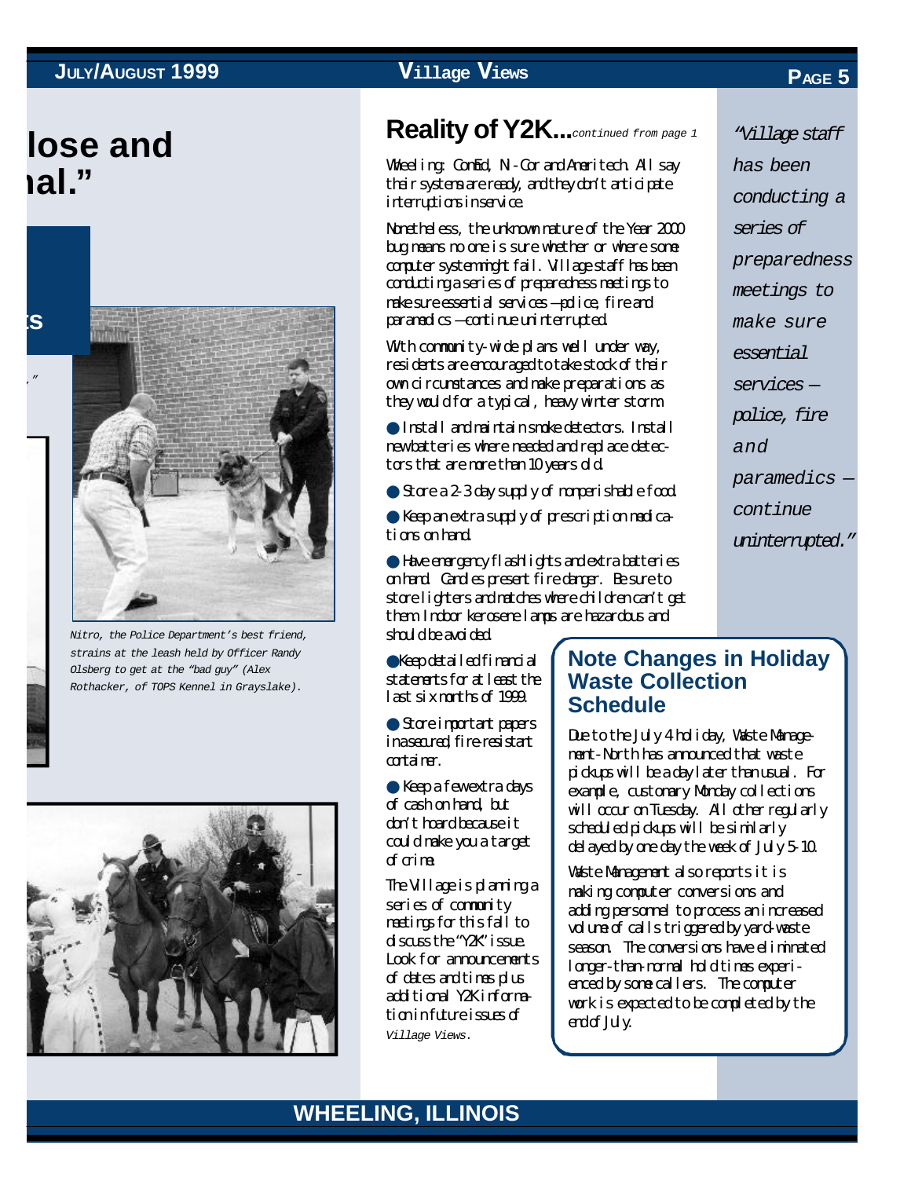lose and
nal."

s

."

Nitro, the Police Department's best friend, strains at the leash held by Officer Randy Olsberg to get at the "bad guy" (Alex Rothacker, of TOPS Kennel in Grayslake).

## Reality of Y2K...*continued from page 1*

Wheeling: ComEd, NI-Cor and Ameritech. All say their systems are ready, and they don't anticipate interruptions in service.

Nonetheless, the unknown nature of the Year 2000 bug means no one is sure whether or where some computer system might fail. Village staff has been conducting a series of preparedness meetings to make sure essential services – police, fire and paramedics – continue uninterrupted.

With community-wide plans well under way, residents are encouraged to take stock of their own circumstances and make preparations as they would for a typical, heavy winter storm.

- Install and maintain smoke detectors. Install new batteries where needed and replace detectors that are more than 10 years old.
- Store a 2-3 day supply of nonperishable food.
- Keep an extra supply of prescription medications on hand.
- Have emergency flashlights and extra batteries on hand. Candles present fire danger. Be sure to store lighters and matches where children can't get them. Indoor kerosene lamps are hazardous and should be avoided.
- Keep detailed financial statements for at least the last six months of 1999.
- Store important papers in a secured, fire-resistant container.
- Keep a few extra days of cash on hand, but don't hoard because it could make you a target of crime.

The Village is planning a series of community meetings for this fall to discuss the "Y2K" issue. Look for announcements of dates and times plus additional Y2K information in future issues of *Village Views*.

*"Village staff has been conducting a series of preparedness meetings to make sure essential services – police, fire and paramedics – continue uninterrupted."*

## Note Changes in Holiday Waste Collection Schedule

Due to the July 4 holiday, Waste Management-North has announced that waste pickups will be a day later than usual. For example, customary Monday collections will occur on Tuesday. All other regularly scheduled pickups will be similarly delayed by one day the week of July 5-10.

Waste Management also reports it is making computer conversions and adding personnel to process an increased volume of calls triggered by yard-waste season. The conversions have eliminated longer-than-normal hold times experienced by some callers. The computer work is expected to be completed by the end of July.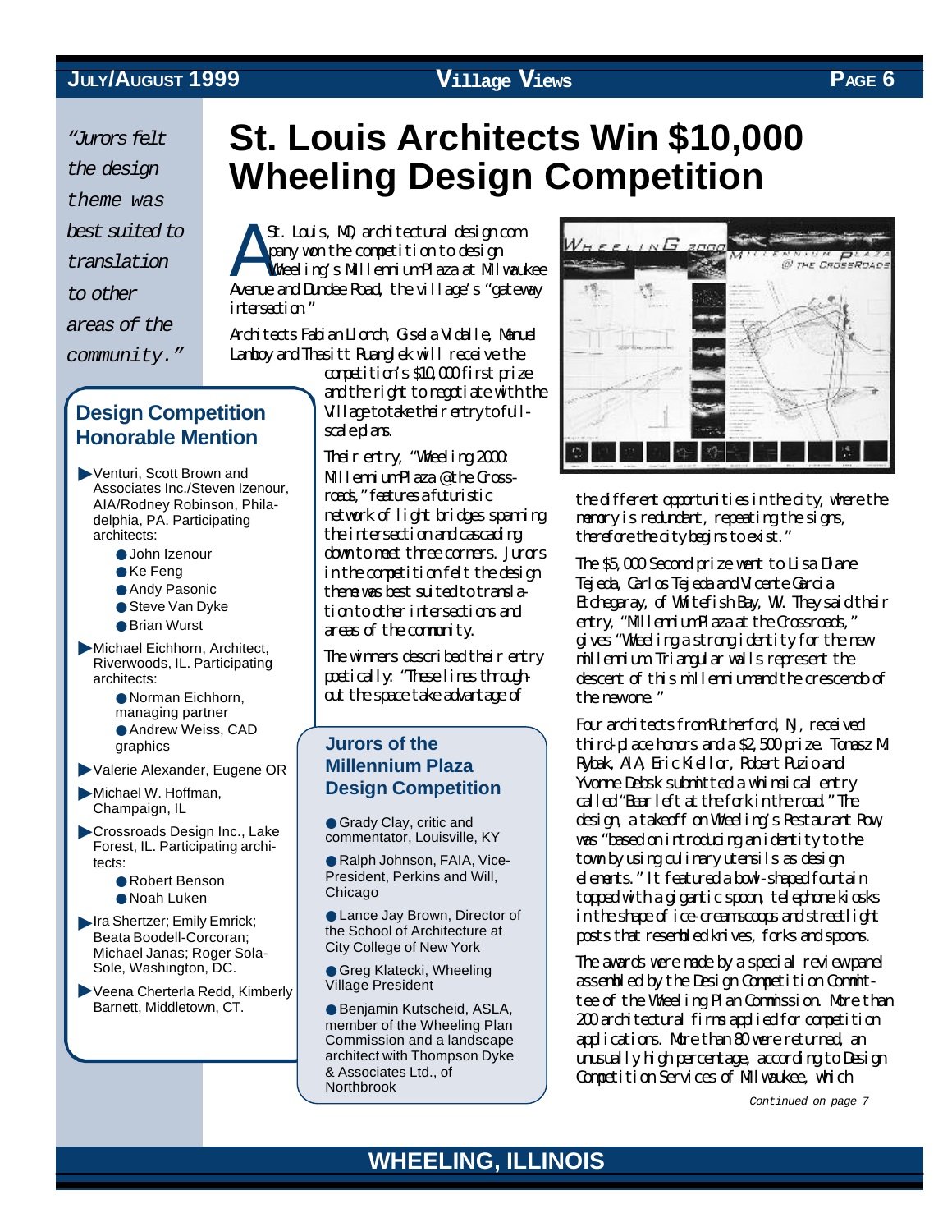*"Jurors felt the design theme was best suited to translation to other areas of the community."*

# St. Louis Architects Win $10,000 Wheeling Design Competition

A St. Louis, MO, architectural design company won the competition to design Wheeling's Millenium Plaza at Milwaukee Avenue and Dundee Road, the village's "gateway intersection."

Architects Fabian Llonch, Gisela Vidalle, Manuel Lamboy and Thasitt Ruanglek will receive the competition's $10,000 first prize and the right to negotiate with the Village to take their entry to full-scale plans.

Their entry, "Wheeling 2000: Millenium Plaza @ the Crossroads," features a futuristic network of light bridges spanning the intersection and cascading down to meet three corners. Jurors in the competition felt the design theme was best suited to translation to other intersections and areas of the community.

The winners described their entry poetically: "These lines throughout the space take advantage of the different opportunities in the city, where the memory is redundant, repeating the signs, therefore the city begins to exist."

The $5,000 Second prize went to Lisa Diane Tejeda, Carlos Tejeda and Vicente Garcia Etchegaray, of Whitefish Bay, WI. They said their entry, "Millenium Plaza at the Crossroads," gives "Wheeling a strong identity for the new millennium. Triangular walls represent the descent of this millennium and the crescendo of the new one."

Four architects from Rutherford, NJ, received third-place honors and a $2,500 prize. Tomasz M. Rybak, AIA, Eric Kiellor, Robert Puzio and Yvonne Debsk submitted a whimsical entry called "Bear left at the fork in the road." The design, a takeoff on Wheeling's Restaurant Row, was "based on introducing an identity to the town by using culinary utensils as design elements." It featured a bowl-shaped fountain topped with a gigantic spoon, telephone kiosks in the shape of ice-cream scoops and streetlight posts that resembled knives, forks and spoons.

The awards were made by a special review panel assembled by the Design Competition Committee of the Wheeling Plan Commission. More than 200 architectural firms applied for competition applications. More than 80 were returned, an unusually high percentage, according to Design Competition Services of Milwaukee, which

*Continued on page 7*

## Design Competition Honorable Mention

- Venturi, Scott Brown and Associates Inc./Steven Izenour, AIA/Rodney Robinson, Philadelphia, PA. Participating architects:
  - John Izenour
  - Ke Feng
  - Andy Pasonic
  - Steve Van Dyke
  - Brian Wurst
- Michael Eichhorn, Architect, Riverwoods, IL. Participating architects:
  - Norman Eichhorn, managing partner
  - Andrew Weiss, CAD graphics
- Valerie Alexander, Eugene OR
- Michael W. Hoffman, Champaign, IL
- Crossroads Design Inc., Lake Forest, IL. Participating architects:
  - Robert Benson
  - Noah Luken
- Ira Shertzer; Emily Emrick; Beata Boodell-Corcoran; Michael Janas; Roger Sola-Sole, Washington, DC.
- Veena Cherterla Redd, Kimberly Barnett, Middletown, CT.

## Jurors of the Millennium Plaza Design Competition

- Grady Clay, critic and commentator, Louisville, KY
- Ralph Johnson, FAIA, Vice-President, Perkins and Will, Chicago
- Lance Jay Brown, Director of the School of Architecture at City College of New York
- Greg Klatecki, Wheeling Village President
- Benjamin Kutscheid, ASLA, member of the Wheeling Plan Commission and a landscape architect with Thompson Dyke & Associates Ltd., of Northbrook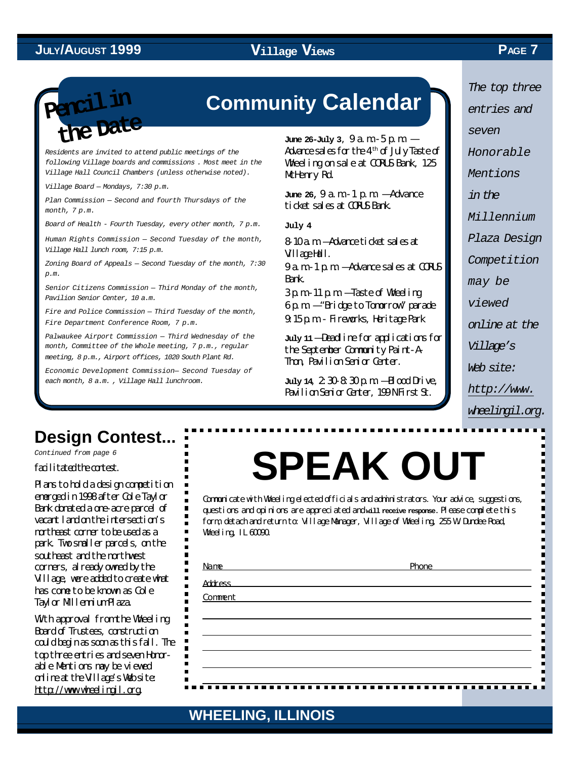# Community Calendar

## Pencil in the Date

*Residents are invited to attend public meetings of the following Village boards and commissions . Most meet in the Village Hall Council Chambers (unless otherwise noted).*

*Village Board — Mondays, 7:30 p.m.*

*Plan Commission — Second and fourth Thursdays of the month, 7 p.m.*

*Board of Health - Fourth Tuesday, every other month, 7 p.m.*

*Human Rights Commission — Second Tuesday of the month, Village Hall lunch room, 7:15 p.m.*

*Zoning Board of Appeals — Second Tuesday of the month, 7:30 p.m.*

*Senior Citizens Commission — Third Monday of the month, Pavilion Senior Center, 10 a.m.*

*Fire and Police Commission — Third Tuesday of the month, Fire Department Conference Room, 7 p.m.*

*Palwaukee Airport Commission — Third Wednesday of the month, Committee of the Whole meeting, 7 p.m., regular meeting, 8 p.m., Airport offices, 1020 South Plant Rd.*

*Economic Development Commission— Second Tuesday of each month, 8 a.m. , Village Hall lunchroom.*

**June 26-July 3**, 9 a.m.-5 p.m. — Advance sales for the 4th of July Taste of Wheeling on sale at CORUS Bank, 125 McHenry Rd.

**June 26,** 9 a.m.-1 p.m. —Advance ticket sales at CORUS Bank.

**July 4**

8-10 a.m.—Advance ticket sales at Village Hall.
9 a.m.-1 p.m.—Advance sales at CORUS Bank.
3 p.m.-11 p.m.—Taste of Wheeling
6 p.m. —"Bridge to Tomorrow" parade
9:15 p.m. - Fireworks, Heritage Park

**July 11** —Deadline for applications for the September Community Paint-A-Thon, Pavilion Senior Center.

**July 14**, 2:30-8:30 p.m. —Blood Drive, Pavilion Senior Center, 199 N First St.

*The top three entries and seven Honorable Mentions in the Millennium Plaza Design Competition may be viewed online at the Village's Web site: http://www.wheelingil.org.*

## Design Contest...

*Continued from page 6*

facilitated the contest.

Plans to hold a design competition emerged in 1998 after Cole Taylor Bank donated a one-acre parcel of vacant land on the intersection's northeast corner to be used as a park. Two smaller parcels, on the southeast and the northwest corners, already owned by the Village, were added to create what has come to be known as Cole Taylor Millenium Plaza.

With approval from the Wheeling Board of Trustees, construction could begin as soon as this fall. The top three entries and seven Honorable Mentions may be viewed online at the Village's Web site: http://www.wheelingil.org.

# SPEAK OUT

Communicate with Wheeling elected officials and administrators. Your advice, suggestions, questions and opinions are appreciated and **will receive response**. Please complete this form, detach and return to: Village Manager, Village of Wheeling, 255 W. Dundee Road, Wheeling, IL 60090.

Name ______________________________ Phone ______________

Address ______________________________

Comment ______________________________

______________________________

______________________________

______________________________

______________________________

______________________________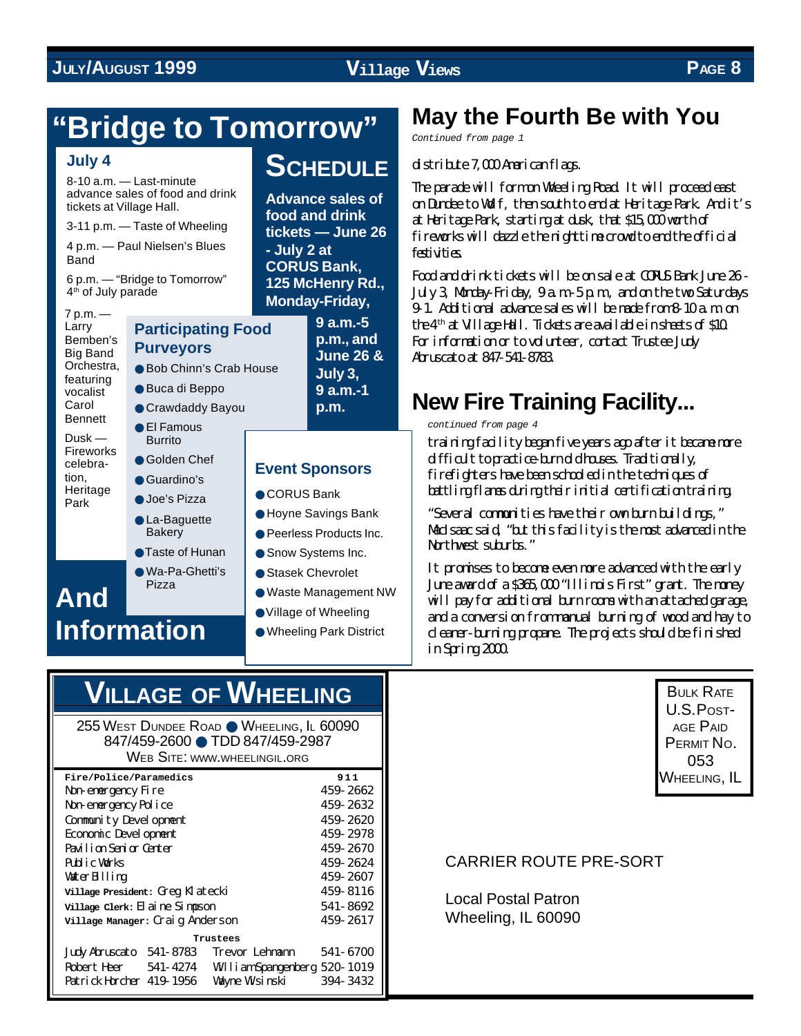# "Bridge to Tomorrow" Schedule And Information

## July 4

8-10 a.m. — Last-minute advance sales of food and drink tickets at Village Hall.

3-11 p.m. — Taste of Wheeling

4 p.m. — Paul Nielsen's Blues Band

6 p.m. — "Bridge to Tomorrow" 4th of July parade

7 p.m. — Larry Bemben's Big Band Orchestra, featuring vocalist Carol Bennett

Dusk — Fireworks celebration, Heritage Park

**Advance sales of food and drink tickets — June 26 - July 2 at CORUS Bank, 125 McHenry Rd., Monday-Friday, 9 a.m.-5 p.m., and June 26 & July 3, 9 a.m.-1 p.m.**

### Participating Food Purveyors

- Bob Chinn's Crab House
- Buca di Beppo
- Crawdaddy Bayou
- El Famous Burrito
- Golden Chef
- Guardino's
- Joe's Pizza
- La-Baguette Bakery
- Taste of Hunan
- Wa-Pa-Ghetti's Pizza

### Event Sponsors

- CORUS Bank
- Hoyne Savings Bank
- Peerless Products Inc.
- Snow Systems Inc.
- Stasek Chevrolet
- Waste Management NW
- Village of Wheeling
- Wheeling Park District

# May the Fourth Be with You

*Continued from page 1*

distribute 7,000 American flags.

The parade will form on Wheeling Road. It will proceed east on Dundee to Wolf, then south to end at Heritage Park. And it's at Heritage Park, starting at dusk, that $15,000 worth of fireworks will dazzle the nighttime crowd to end the official festivities.

Food and drink tickets will be on sale at CORUS Bank June 26 - July 3, Monday-Friday, 9 a.m.-5 p.m., and on the two Saturdays 9-1. Additional advance sales will be made from 8-10 a.m. on the 4th at Village Hall. Tickets are available in sheets of $10. For information or to volunteer, contact Trustee Judy Abruscato at 847-541-8783.

# New Fire Training Facility...

*continued from page 4*

training facility began five years ago after it became more difficult to practice-burn old houses. Traditionally, firefighters have been schooled in the techniques of battling flames during their initial certification training.

"Several communities have their own burn buildings," MacIsaac said, "but this facility is the most advanced in the Northwest suburbs."

It promises to become even more advanced with the early June award of a $365,000 "Illinois First" grant. The money will pay for additional burn rooms with an attached garage, and a conversion from manual burning of wood and hay to cleaner-burning propane. The projects should be finished in Spring 2000.

# Village of Wheeling

255 West Dundee Road ● Wheeling, IL 60090
847/459-2600 ● TDD 847/459-2987
Web Site: www.wheelingil.org

| | |
|---|---|
| **Fire/Police/Paramedics** | **911** |
| Non-emergency Fire | 459-2662 |
| Non-emergency Police | 459-2632 |
| Community Development | 459-2620 |
| Economic Development | 459-2978 |
| Pavilion Senior Center | 459-2670 |
| Public Works | 459-2624 |
| Water Billing | 459-2607 |
| **Village President:** Greg Klatecki | 459-8116 |
| **Village Clerk:** Elaine Simpson | 541-8692 |
| **Village Manager:** Craig Anderson | 459-2617 |

**Trustees**

| | | | |
|---|---|---|---|
| Judy Abruscato | 541-8783 | Trevor Lehmann | 541-6700 |
| Robert Heer | 541-4274 | William Spangenberg | 520-1019 |
| Patrick Horcher | 419-1956 | Wayne Wisinski | 394-3432 |

Bulk Rate
U.S. Postage Paid
Permit No. 053
Wheeling, IL

CARRIER ROUTE PRE-SORT

Local Postal Patron
Wheeling, IL 60090